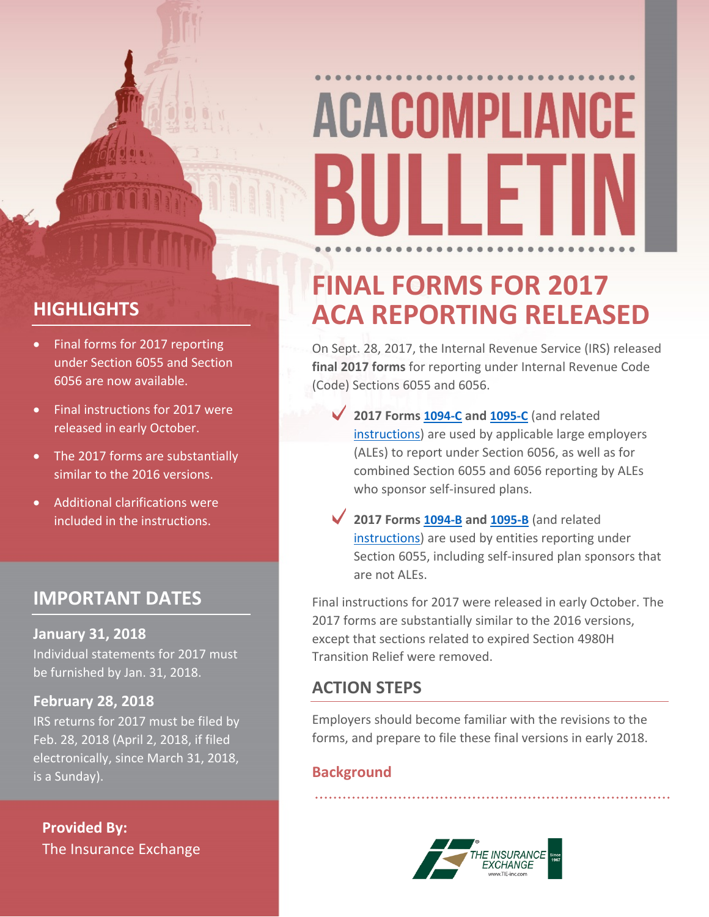# ACA COMPLIANCE BULLETIN

## FINAL FORMS FOR 2017 ACA REPORTING RELEASED

On Sept. 28, 2017, the Internal Revenue Service (IRS) released **final 2017 forms** for reporting under Internal Revenue Code (Code) Sections 6055 and 6056.

- **2017 Forms 1094-C and 1095-C** (and related instructions) are used by applicable large employers (ALEs) to report under Section 6056, as well as for combined Section 6055 and 6056 reporting by ALEs who sponsor self-insured plans.
- **2017 Forms 1094-B and 1095-B** (and related instructions) are used by entities reporting under Section 6055, including self-insured plan sponsors that are not ALEs.

Final instructions for 2017 were released in early October. The 2017 forms are substantially similar to the 2016 versions, except that sections related to expired Section 4980H Transition Relief were removed.

### ACTION STEPS

Employers should become familiar with the revisions to the forms, and prepare to file these final versions in early 2018.

#### Background

### HIGHLIGHTS

- Final forms for 2017 reporting under Section 6055 and Section 6056 are now available.
- Final instructions for 2017 were released in early October.
- The 2017 forms are substantially similar to the 2016 versions.
- Additional clarifications were included in the instructions.

### IMPORTANT DATES

**January 31, 2018**

Individual statements for 2017 must be furnished by Jan. 31, 2018.

**February 28, 2018**

IRS returns for 2017 must be filed by Feb. 28, 2018 (April 2, 2018, if filed electronically, since March 31, 2018, is a Sunday).

**Provided By:**

The Insurance Exchange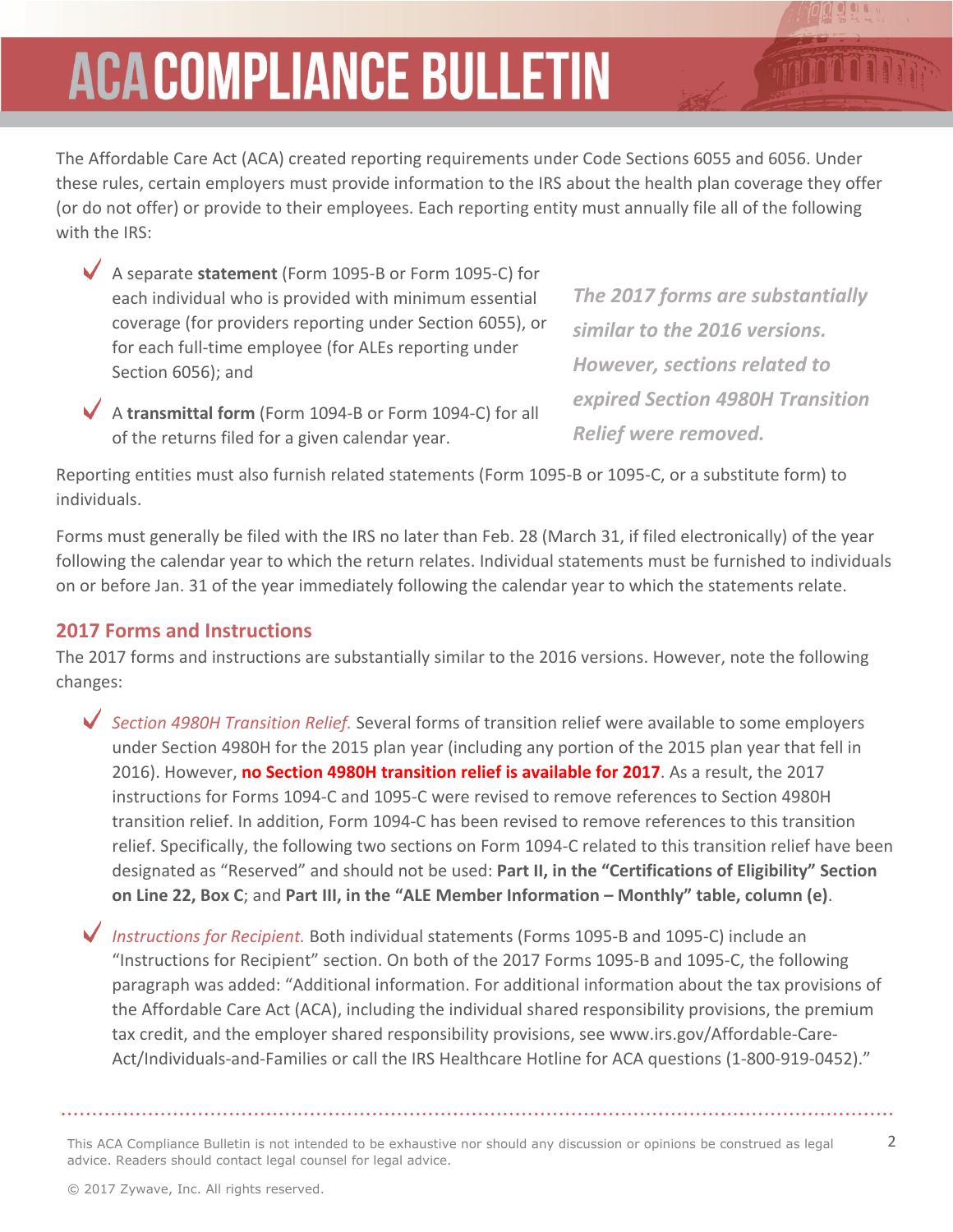# ACA COMPLIANCE BULLETIN

The Affordable Care Act (ACA) created reporting requirements under Code Sections 6055 and 6056. Under these rules, certain employers must provide information to the IRS about the health plan coverage they offer (or do not offer) or provide to their employees. Each reporting entity must annually file all of the following with the IRS:

- A separate **statement** (Form 1095-B or Form 1095-C) for each individual who is provided with minimum essential coverage (for providers reporting under Section 6055), or for each full-time employee (for ALEs reporting under Section 6056); and
- A **transmittal form** (Form 1094-B or Form 1094-C) for all of the returns filed for a given calendar year.

***The 2017 forms are substantially similar to the 2016 versions. However, sections related to expired Section 4980H Transition Relief were removed.***

Reporting entities must also furnish related statements (Form 1095-B or 1095-C, or a substitute form) to individuals.

Forms must generally be filed with the IRS no later than Feb. 28 (March 31, if filed electronically) of the year following the calendar year to which the return relates. Individual statements must be furnished to individuals on or before Jan. 31 of the year immediately following the calendar year to which the statements relate.

## 2017 Forms and Instructions

The 2017 forms and instructions are substantially similar to the 2016 versions. However, note the following changes:

- *Section 4980H Transition Relief.* Several forms of transition relief were available to some employers under Section 4980H for the 2015 plan year (including any portion of the 2015 plan year that fell in 2016). However, **no Section 4980H transition relief is available for 2017**. As a result, the 2017 instructions for Forms 1094-C and 1095-C were revised to remove references to Section 4980H transition relief. In addition, Form 1094-C has been revised to remove references to this transition relief. Specifically, the following two sections on Form 1094-C related to this transition relief have been designated as "Reserved" and should not be used: **Part II, in the "Certifications of Eligibility" Section on Line 22, Box C**; and **Part III, in the "ALE Member Information – Monthly" table, column (e)**.
- *Instructions for Recipient.* Both individual statements (Forms 1095-B and 1095-C) include an "Instructions for Recipient" section. On both of the 2017 Forms 1095-B and 1095-C, the following paragraph was added: "Additional information. For additional information about the tax provisions of the Affordable Care Act (ACA), including the individual shared responsibility provisions, the premium tax credit, and the employer shared responsibility provisions, see www.irs.gov/Affordable-Care-Act/Individuals-and-Families or call the IRS Healthcare Hotline for ACA questions (1-800-919-0452)."

This ACA Compliance Bulletin is not intended to be exhaustive nor should any discussion or opinions be construed as legal advice. Readers should contact legal counsel for legal advice.

© 2017 Zywave, Inc. All rights reserved.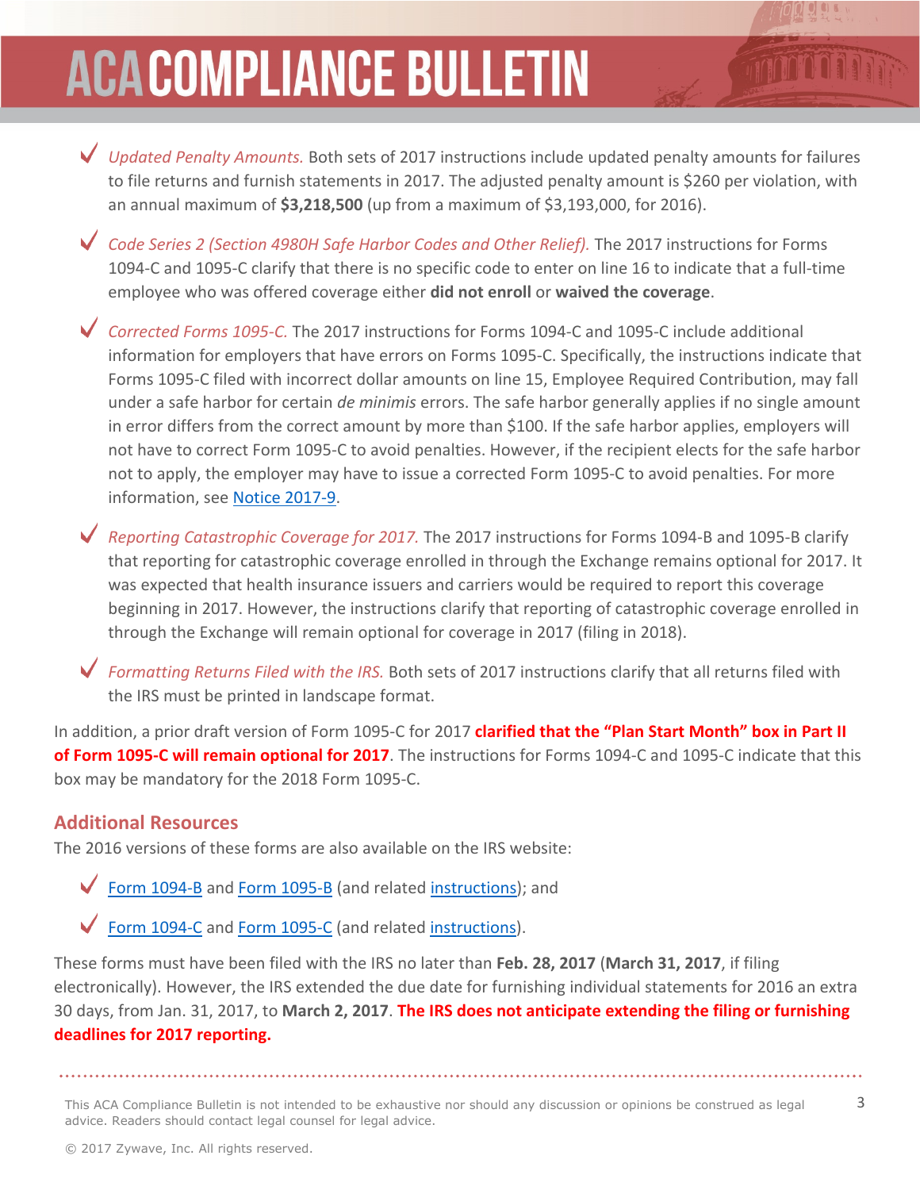- *Updated Penalty Amounts.* Both sets of 2017 instructions include updated penalty amounts for failures to file returns and furnish statements in 2017. The adjusted penalty amount is $260 per violation, with an annual maximum of **$3,218,500** (up from a maximum of $3,193,000, for 2016).

- *Code Series 2 (Section 4980H Safe Harbor Codes and Other Relief).* The 2017 instructions for Forms 1094-C and 1095-C clarify that there is no specific code to enter on line 16 to indicate that a full-time employee who was offered coverage either **did not enroll** or **waived the coverage**.

- *Corrected Forms 1095-C.* The 2017 instructions for Forms 1094-C and 1095-C include additional information for employers that have errors on Forms 1095-C. Specifically, the instructions indicate that Forms 1095-C filed with incorrect dollar amounts on line 15, Employee Required Contribution, may fall under a safe harbor for certain *de minimis* errors. The safe harbor generally applies if no single amount in error differs from the correct amount by more than $100. If the safe harbor applies, employers will not have to correct Form 1095-C to avoid penalties. However, if the recipient elects for the safe harbor not to apply, the employer may have to issue a corrected Form 1095-C to avoid penalties. For more information, see Notice 2017-9.

- *Reporting Catastrophic Coverage for 2017.* The 2017 instructions for Forms 1094-B and 1095-B clarify that reporting for catastrophic coverage enrolled in through the Exchange remains optional for 2017. It was expected that health insurance issuers and carriers would be required to report this coverage beginning in 2017. However, the instructions clarify that reporting of catastrophic coverage enrolled in through the Exchange will remain optional for coverage in 2017 (filing in 2018).

- *Formatting Returns Filed with the IRS.* Both sets of 2017 instructions clarify that all returns filed with the IRS must be printed in landscape format.

In addition, a prior draft version of Form 1095-C for 2017 **clarified that the "Plan Start Month" box in Part II of Form 1095-C will remain optional for 2017**. The instructions for Forms 1094-C and 1095-C indicate that this box may be mandatory for the 2018 Form 1095-C.

## Additional Resources

The 2016 versions of these forms are also available on the IRS website:

- Form 1094-B and Form 1095-B (and related instructions); and
- Form 1094-C and Form 1095-C (and related instructions).

These forms must have been filed with the IRS no later than **Feb. 28, 2017** (**March 31, 2017**, if filing electronically). However, the IRS extended the due date for furnishing individual statements for 2016 an extra 30 days, from Jan. 31, 2017, to **March 2, 2017**. **The IRS does not anticipate extending the filing or furnishing deadlines for 2017 reporting.**

This ACA Compliance Bulletin is not intended to be exhaustive nor should any discussion or opinions be construed as legal advice. Readers should contact legal counsel for legal advice.

© 2017 Zywave, Inc. All rights reserved.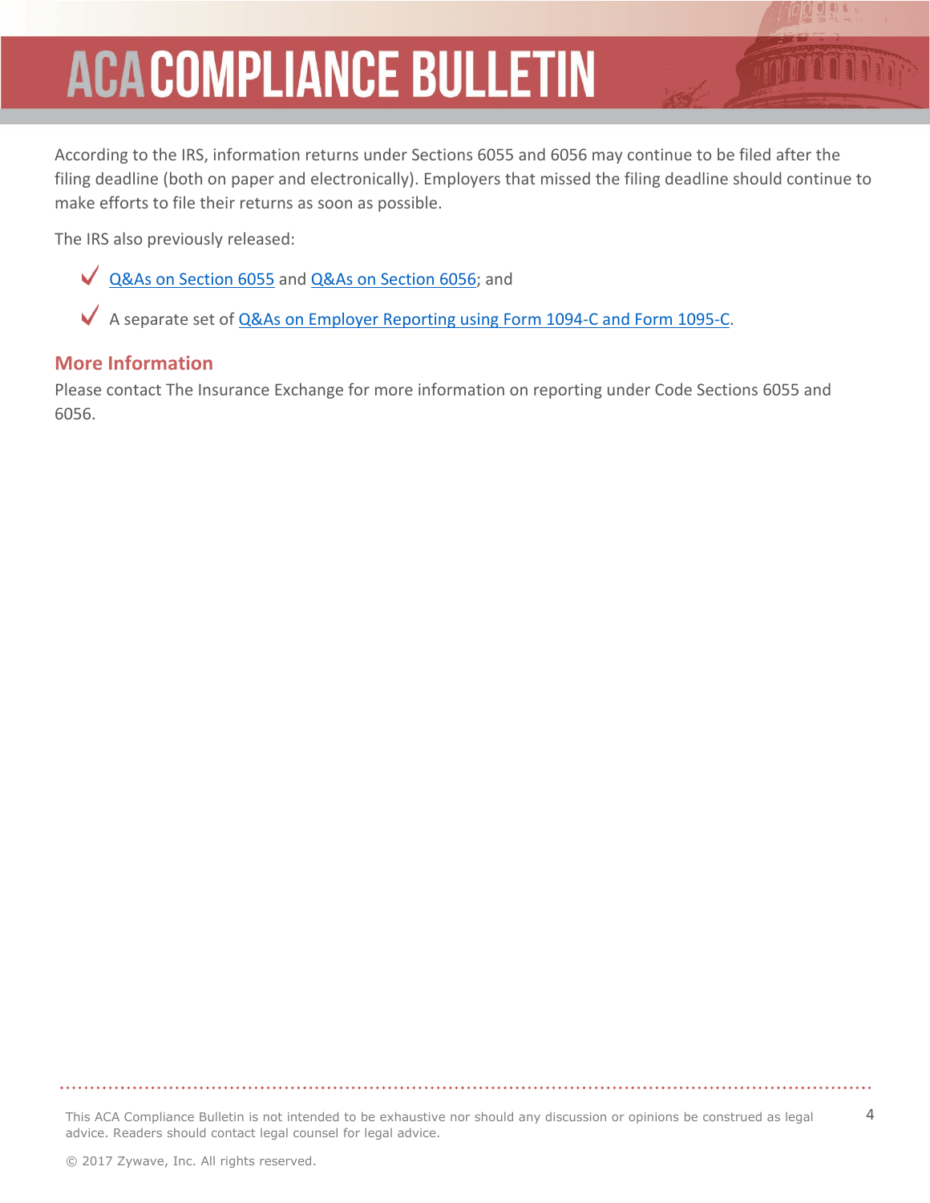According to the IRS, information returns under Sections 6055 and 6056 may continue to be filed after the filing deadline (both on paper and electronically). Employers that missed the filing deadline should continue to make efforts to file their returns as soon as possible.

The IRS also previously released:

- Q&As on Section 6055 and Q&As on Section 6056; and
- A separate set of Q&As on Employer Reporting using Form 1094-C and Form 1095-C.

## More Information

Please contact The Insurance Exchange for more information on reporting under Code Sections 6055 and 6056.

This ACA Compliance Bulletin is not intended to be exhaustive nor should any discussion or opinions be construed as legal advice. Readers should contact legal counsel for legal advice.

© 2017 Zywave, Inc. All rights reserved.